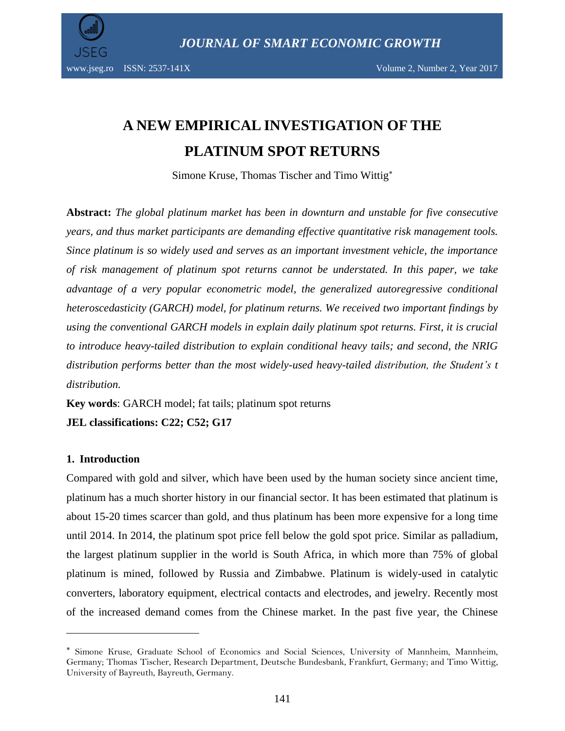# A NEW EMPIRICAL INVESTIGATION OF THE PLATINUM SPOT RETURNS

Simone Kruse, Thomas Tischer and Timo Wittig[*]

**Abstract:** *The global platinum market has been in downturn and unstable for five consecutive years, and thus market participants are demanding effective quantitative risk management tools. Since platinum is so widely used and serves as an important investment vehicle, the importance of risk management of platinum spot returns cannot be understated. In this paper, we take advantage of a very popular econometric model, the generalized autoregressive conditional heteroscedasticity (GARCH) model, for platinum returns. We received two important findings by using the conventional GARCH models in explain daily platinum spot returns. First, it is crucial to introduce heavy-tailed distribution to explain conditional heavy tails; and second, the NRIG distribution performs better than the most widely-used heavy-tailed distribution, the Student's t distribution.*

**Key words**: GARCH model; fat tails; platinum spot returns

**JEL classifications: C22; C52; G17**

## 1. Introduction

Compared with gold and silver, which have been used by the human society since ancient time, platinum has a much shorter history in our financial sector. It has been estimated that platinum is about 15-20 times scarcer than gold, and thus platinum has been more expensive for a long time until 2014. In 2014, the platinum spot price fell below the gold spot price. Similar as palladium, the largest platinum supplier in the world is South Africa, in which more than 75% of global platinum is mined, followed by Russia and Zimbabwe. Platinum is widely-used in catalytic converters, laboratory equipment, electrical contacts and electrodes, and jewelry. Recently most of the increased demand comes from the Chinese market. In the past five year, the Chinese

---

[*] Simone Kruse, Graduate School of Economics and Social Sciences, University of Mannheim, Mannheim, Germany; Thomas Tischer, Research Department, Deutsche Bundesbank, Frankfurt, Germany; and Timo Wittig, University of Bayreuth, Bayreuth, Germany.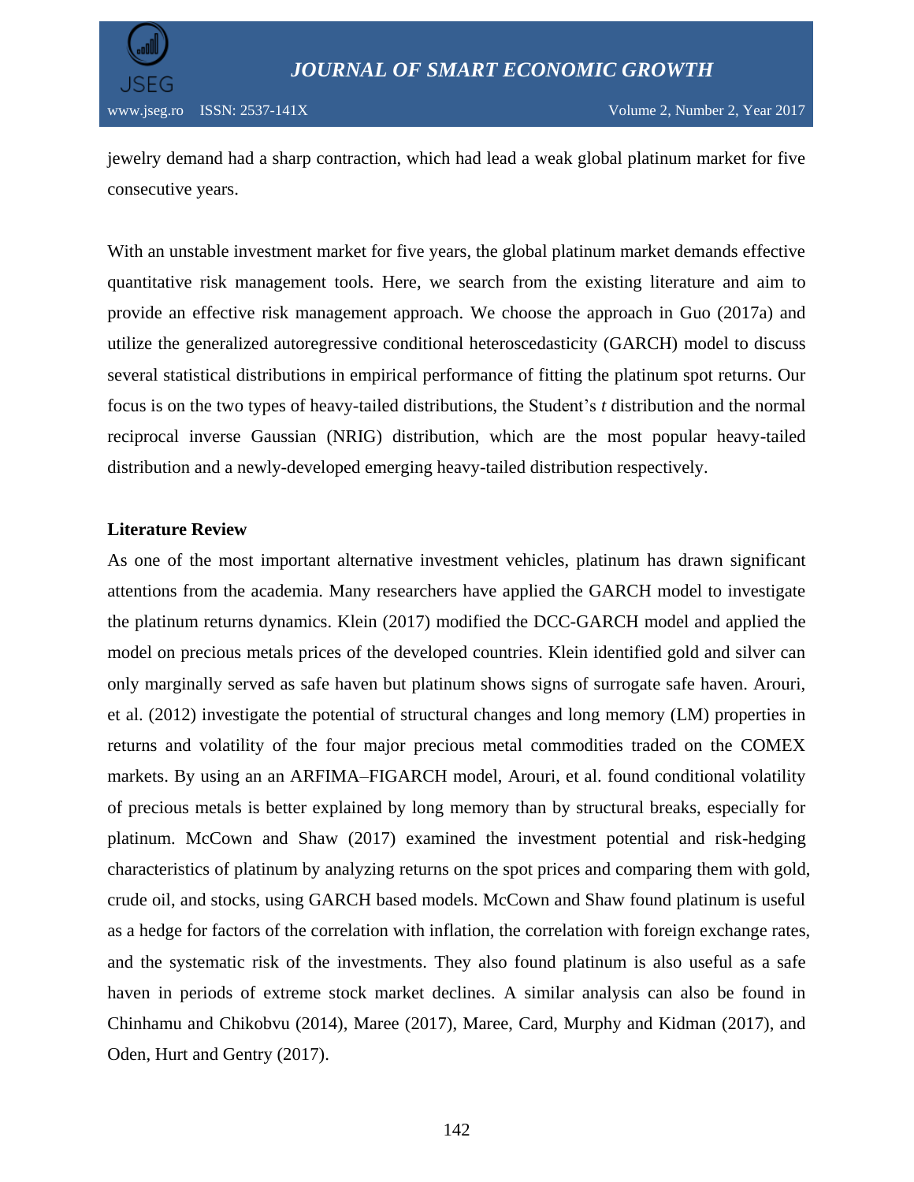jewelry demand had a sharp contraction, which had lead a weak global platinum market for five consecutive years.

With an unstable investment market for five years, the global platinum market demands effective quantitative risk management tools. Here, we search from the existing literature and aim to provide an effective risk management approach. We choose the approach in Guo (2017a) and utilize the generalized autoregressive conditional heteroscedasticity (GARCH) model to discuss several statistical distributions in empirical performance of fitting the platinum spot returns. Our focus is on the two types of heavy-tailed distributions, the Student's *t* distribution and the normal reciprocal inverse Gaussian (NRIG) distribution, which are the most popular heavy-tailed distribution and a newly-developed emerging heavy-tailed distribution respectively.

**Literature Review**

As one of the most important alternative investment vehicles, platinum has drawn significant attentions from the academia. Many researchers have applied the GARCH model to investigate the platinum returns dynamics. Klein (2017) modified the DCC-GARCH model and applied the model on precious metals prices of the developed countries. Klein identified gold and silver can only marginally served as safe haven but platinum shows signs of surrogate safe haven. Arouri, et al. (2012) investigate the potential of structural changes and long memory (LM) properties in returns and volatility of the four major precious metal commodities traded on the COMEX markets. By using an an ARFIMA–FIGARCH model, Arouri, et al. found conditional volatility of precious metals is better explained by long memory than by structural breaks, especially for platinum. McCown and Shaw (2017) examined the investment potential and risk-hedging characteristics of platinum by analyzing returns on the spot prices and comparing them with gold, crude oil, and stocks, using GARCH based models. McCown and Shaw found platinum is useful as a hedge for factors of the correlation with inflation, the correlation with foreign exchange rates, and the systematic risk of the investments. They also found platinum is also useful as a safe haven in periods of extreme stock market declines. A similar analysis can also be found in Chinhamu and Chikobvu (2014), Maree (2017), Maree, Card, Murphy and Kidman (2017), and Oden, Hurt and Gentry (2017).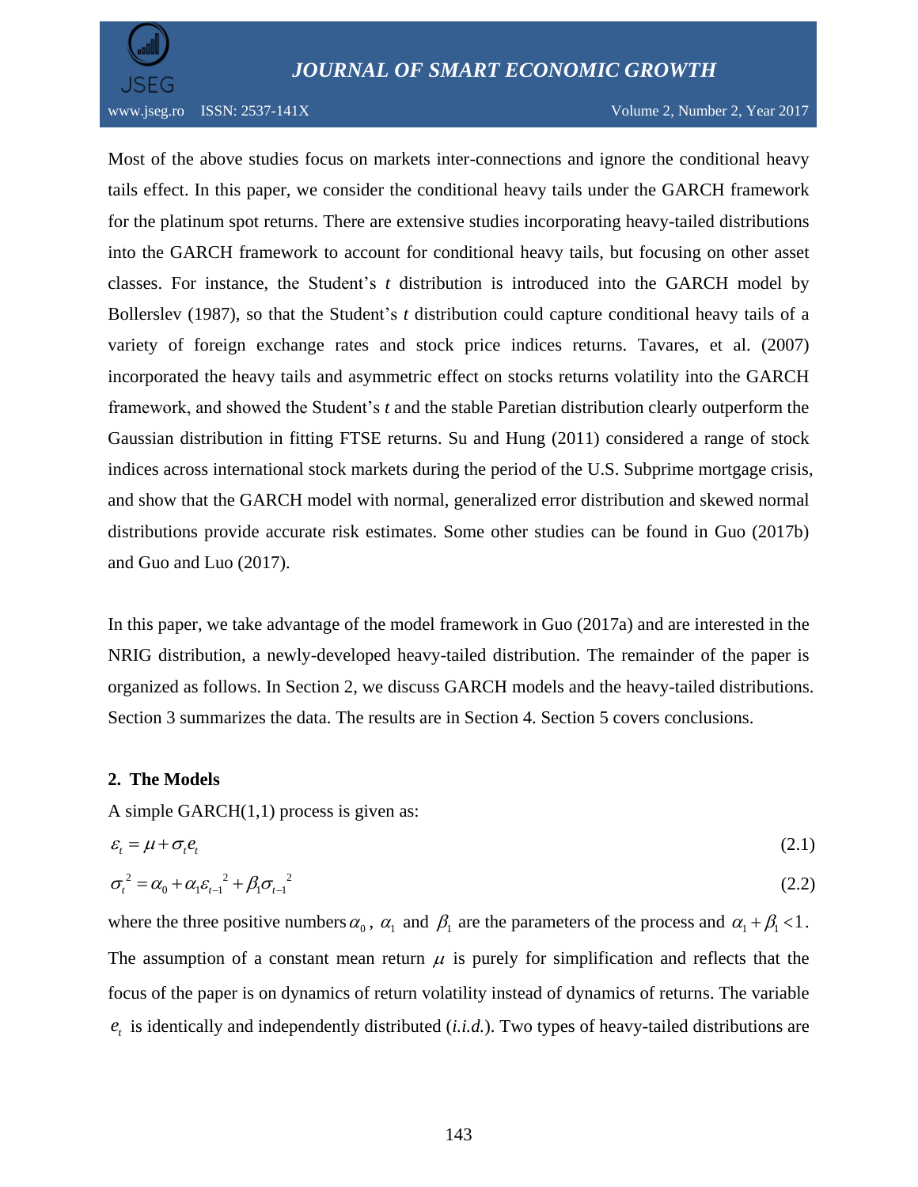Most of the above studies focus on markets inter-connections and ignore the conditional heavy tails effect. In this paper, we consider the conditional heavy tails under the GARCH framework for the platinum spot returns. There are extensive studies incorporating heavy-tailed distributions into the GARCH framework to account for conditional heavy tails, but focusing on other asset classes. For instance, the Student's *t* distribution is introduced into the GARCH model by Bollerslev (1987), so that the Student's *t* distribution could capture conditional heavy tails of a variety of foreign exchange rates and stock price indices returns. Tavares, et al. (2007) incorporated the heavy tails and asymmetric effect on stocks returns volatility into the GARCH framework, and showed the Student's *t* and the stable Paretian distribution clearly outperform the Gaussian distribution in fitting FTSE returns. Su and Hung (2011) considered a range of stock indices across international stock markets during the period of the U.S. Subprime mortgage crisis, and show that the GARCH model with normal, generalized error distribution and skewed normal distributions provide accurate risk estimates. Some other studies can be found in Guo (2017b) and Guo and Luo (2017).

In this paper, we take advantage of the model framework in Guo (2017a) and are interested in the NRIG distribution, a newly-developed heavy-tailed distribution. The remainder of the paper is organized as follows. In Section 2, we discuss GARCH models and the heavy-tailed distributions. Section 3 summarizes the data. The results are in Section 4. Section 5 covers conclusions.

## 2. The Models

A simple GARCH(1,1) process is given as:

$$\varepsilon_t = \mu + \sigma_t e_t \tag{2.1}$$

$$\sigma_t^2 = \alpha_0 + \alpha_1 \varepsilon_{t-1}^2 + \beta_1 \sigma_{t-1}^2 \tag{2.2}$$

where the three positive numbers $\alpha_0$, $\alpha_1$ and $\beta_1$ are the parameters of the process and $\alpha_1 + \beta_1 < 1$. The assumption of a constant mean return $\mu$ is purely for simplification and reflects that the focus of the paper is on dynamics of return volatility instead of dynamics of returns. The variable $e_t$ is identically and independently distributed (*i.i.d.*). Two types of heavy-tailed distributions are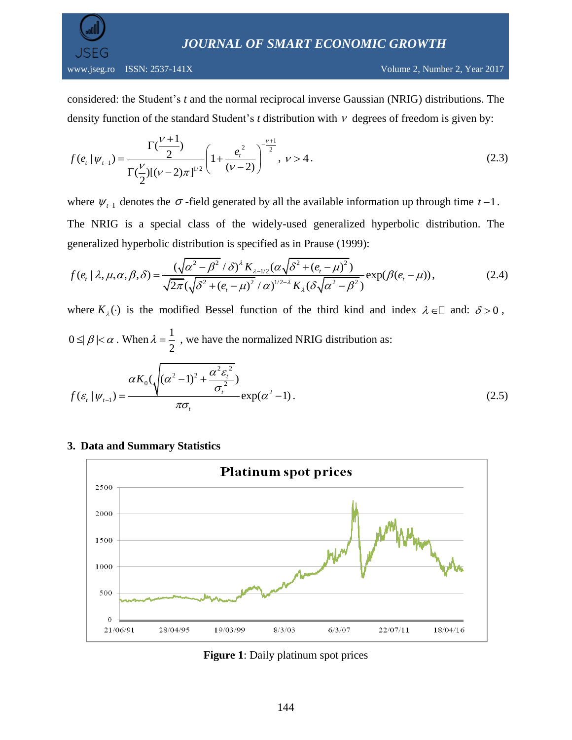considered: the Student's *t* and the normal reciprocal inverse Gaussian (NRIG) distributions. The density function of the standard Student's *t* distribution with $\nu$ degrees of freedom is given by:

$$f(e_t \mid \psi_{t-1}) = \frac{\Gamma(\frac{\nu+1}{2})}{\Gamma(\frac{\nu}{2})[(\nu-2)\pi]^{1/2}} \left(1 + \frac{e_t^2}{(\nu-2)}\right)^{-\frac{\nu+1}{2}}, \ \nu > 4. \tag{2.3}$$

where $\psi_{t-1}$ denotes the $\sigma$-field generated by all the available information up through time $t-1$. The NRIG is a special class of the widely-used generalized hyperbolic distribution. The generalized hyperbolic distribution is specified as in Prause (1999):

$$f(e_t \mid \lambda, \mu, \alpha, \beta, \delta) = \frac{(\sqrt{\alpha^2 - \beta^2}/\delta)^{\lambda} K_{\lambda-1/2}(\alpha\sqrt{\delta^2 + (e_t - \mu)^2})}{\sqrt{2\pi}(\sqrt{\delta^2 + (e_t - \mu)^2}/\alpha)^{1/2-\lambda} K_{\lambda}(\delta\sqrt{\alpha^2 - \beta^2})} \exp(\beta(e_t - \mu)), \tag{2.4}$$

where $K_{\lambda}(\cdot)$ is the modified Bessel function of the third kind and index $\lambda \in \mathbb{R}$ and: $\delta > 0$, $0 \leq |\beta| < \alpha$. When $\lambda = \frac{1}{2}$, we have the normalized NRIG distribution as:

$$f(\varepsilon_t \mid \psi_{t-1}) = \frac{\alpha K_0(\sqrt{(\alpha^2 - 1)^2 + \frac{\alpha^2 \varepsilon_t^2}{\sigma_t^2}})}{\pi \sigma_t} \exp(\alpha^2 - 1). \tag{2.5}$$

## 3. Data and Summary Statistics

**Figure 1**: Daily platinum spot prices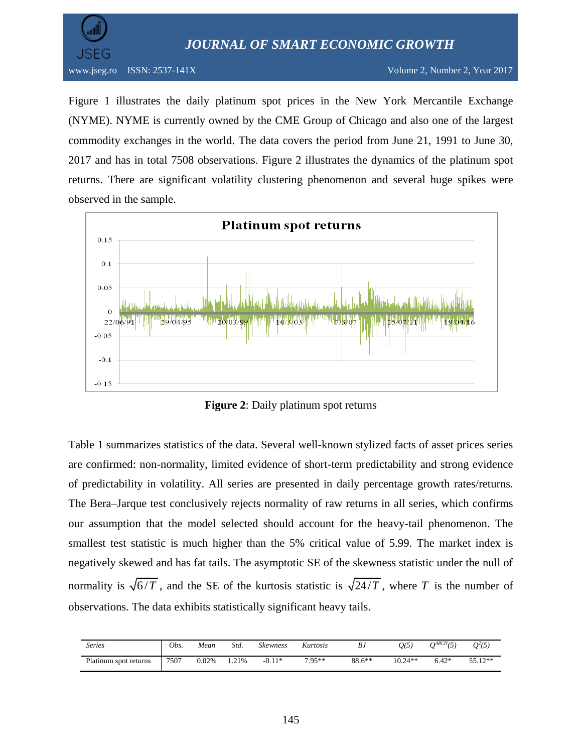Figure 1 illustrates the daily platinum spot prices in the New York Mercantile Exchange (NYME). NYME is currently owned by the CME Group of Chicago and also one of the largest commodity exchanges in the world. The data covers the period from June 21, 1991 to June 30, 2017 and has in total 7508 observations. Figure 2 illustrates the dynamics of the platinum spot returns. There are significant volatility clustering phenomenon and several huge spikes were observed in the sample.

**Figure 2**: Daily platinum spot returns

Table 1 summarizes statistics of the data. Several well-known stylized facts of asset prices series are confirmed: non-normality, limited evidence of short-term predictability and strong evidence of predictability in volatility. All series are presented in daily percentage growth rates/returns. The Bera–Jarque test conclusively rejects normality of raw returns in all series, which confirms our assumption that the model selected should account for the heavy-tail phenomenon. The smallest test statistic is much higher than the 5% critical value of 5.99. The market index is negatively skewed and has fat tails. The asymptotic SE of the skewness statistic under the null of normality is $\sqrt{6/T}$, and the SE of the kurtosis statistic is $\sqrt{24/T}$, where $T$ is the number of observations. The data exhibits statistically significant heavy tails.

| *Series* | *Obs.* | *Mean* | *Std.* | *Skewness* | *Kurtosis* | *BJ* | *Q(5)* | $Q^{ARCH}(5)$ | $Q^2(5)$ |
|---|---|---|---|---|---|---|---|---|---|
| Platinum spot returns | 7507 | 0.02% | 1.21% | -0.11* | 7.95** | 88.6** | 10.24** | 6.42* | 55.12** |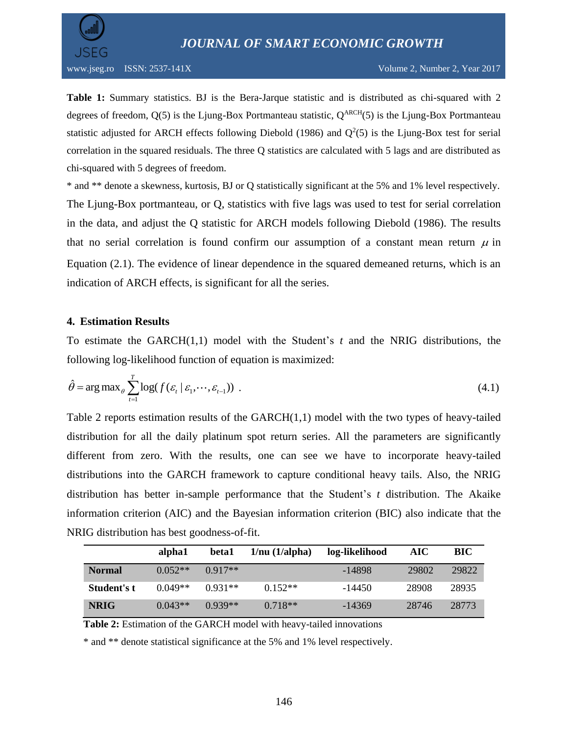**Table 1:** Summary statistics. BJ is the Bera-Jarque statistic and is distributed as chi-squared with 2 degrees of freedom, Q(5) is the Ljung-Box Portmanteau statistic, $Q^{ARCH}(5)$ is the Ljung-Box Portmanteau statistic adjusted for ARCH effects following Diebold (1986) and $Q^2(5)$ is the Ljung-Box test for serial correlation in the squared residuals. The three Q statistics are calculated with 5 lags and are distributed as chi-squared with 5 degrees of freedom.

* and ** denote a skewness, kurtosis, BJ or Q statistically significant at the 5% and 1% level respectively.

The Ljung-Box portmanteau, or Q, statistics with five lags was used to test for serial correlation in the data, and adjust the Q statistic for ARCH models following Diebold (1986). The results that no serial correlation is found confirm our assumption of a constant mean return $\mu$ in Equation (2.1). The evidence of linear dependence in the squared demeaned returns, which is an indication of ARCH effects, is significant for all the series.

## 4. Estimation Results

To estimate the GARCH(1,1) model with the Student's *t* and the NRIG distributions, the following log-likelihood function of equation is maximized:

$$\hat{\theta} = \arg\max_{\theta} \sum_{t=1}^{T} \log(f(\varepsilon_t \mid \varepsilon_1, \cdots, \varepsilon_{t-1})) \ . \tag{4.1}$$

Table 2 reports estimation results of the GARCH(1,1) model with the two types of heavy-tailed distribution for all the daily platinum spot return series. All the parameters are significantly different from zero. With the results, one can see we have to incorporate heavy-tailed distributions into the GARCH framework to capture conditional heavy tails. Also, the NRIG distribution has better in-sample performance that the Student's *t* distribution. The Akaike information criterion (AIC) and the Bayesian information criterion (BIC) also indicate that the NRIG distribution has best goodness-of-fit.

| | alpha1 | beta1 | 1/nu (1/alpha) | log-likelihood | AIC | BIC |
|---|---|---|---|---|---|---|
| **Normal** | 0.052** | 0.917** | | -14898 | 29802 | 29822 |
| **Student's t** | 0.049** | 0.931** | 0.152** | -14450 | 28908 | 28935 |
| **NRIG** | 0.043** | 0.939** | 0.718** | -14369 | 28746 | 28773 |

**Table 2:** Estimation of the GARCH model with heavy-tailed innovations

* and ** denote statistical significance at the 5% and 1% level respectively.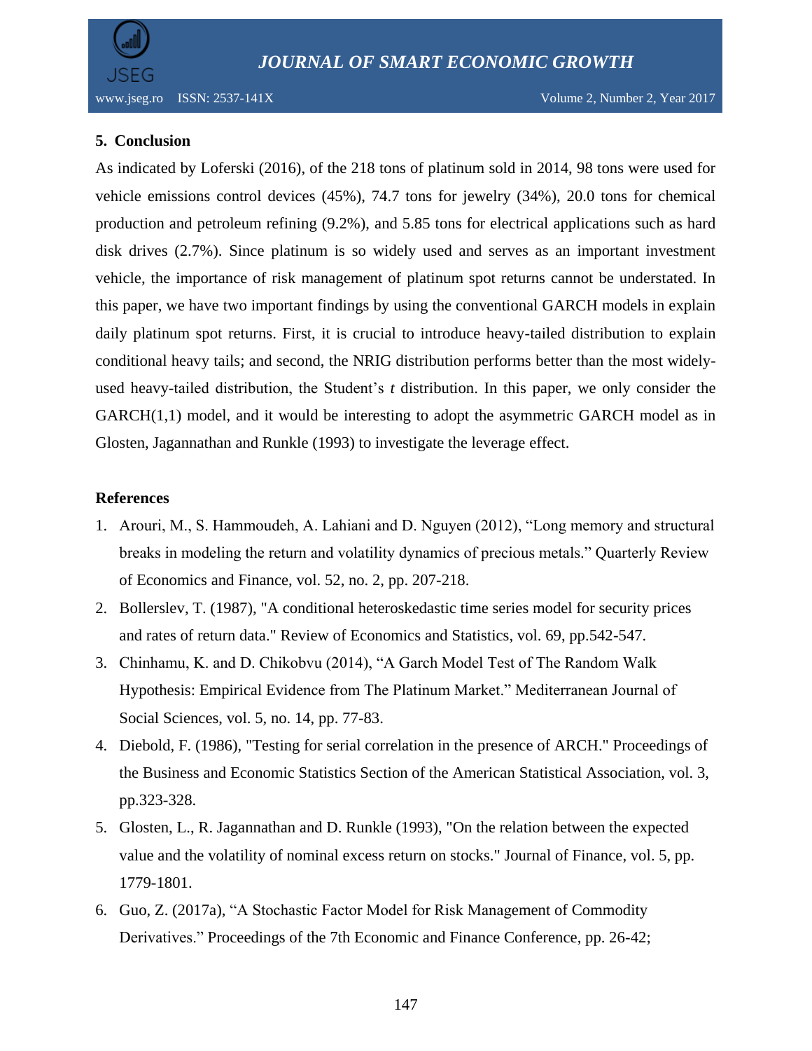## 5. Conclusion

As indicated by Loferski (2016), of the 218 tons of platinum sold in 2014, 98 tons were used for vehicle emissions control devices (45%), 74.7 tons for jewelry (34%), 20.0 tons for chemical production and petroleum refining (9.2%), and 5.85 tons for electrical applications such as hard disk drives (2.7%). Since platinum is so widely used and serves as an important investment vehicle, the importance of risk management of platinum spot returns cannot be understated. In this paper, we have two important findings by using the conventional GARCH models in explain daily platinum spot returns. First, it is crucial to introduce heavy-tailed distribution to explain conditional heavy tails; and second, the NRIG distribution performs better than the most widely-used heavy-tailed distribution, the Student's *t* distribution. In this paper, we only consider the GARCH(1,1) model, and it would be interesting to adopt the asymmetric GARCH model as in Glosten, Jagannathan and Runkle (1993) to investigate the leverage effect.

## References

1. Arouri, M., S. Hammoudeh, A. Lahiani and D. Nguyen (2012), "Long memory and structural breaks in modeling the return and volatility dynamics of precious metals." Quarterly Review of Economics and Finance, vol. 52, no. 2, pp. 207-218.
2. Bollerslev, T. (1987), "A conditional heteroskedastic time series model for security prices and rates of return data." Review of Economics and Statistics, vol. 69, pp.542-547.
3. Chinhamu, K. and D. Chikobvu (2014), "A Garch Model Test of The Random Walk Hypothesis: Empirical Evidence from The Platinum Market." Mediterranean Journal of Social Sciences, vol. 5, no. 14, pp. 77-83.
4. Diebold, F. (1986), "Testing for serial correlation in the presence of ARCH." Proceedings of the Business and Economic Statistics Section of the American Statistical Association, vol. 3, pp.323-328.
5. Glosten, L., R. Jagannathan and D. Runkle (1993), "On the relation between the expected value and the volatility of nominal excess return on stocks." Journal of Finance, vol. 5, pp. 1779-1801.
6. Guo, Z. (2017a), "A Stochastic Factor Model for Risk Management of Commodity Derivatives." Proceedings of the 7th Economic and Finance Conference, pp. 26-42;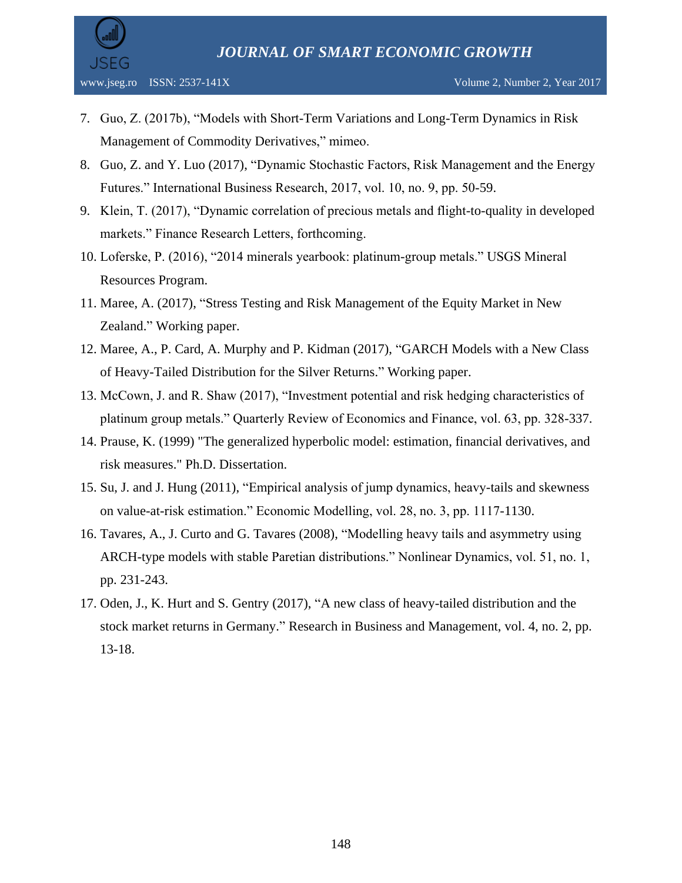7. Guo, Z. (2017b), "Models with Short-Term Variations and Long-Term Dynamics in Risk Management of Commodity Derivatives," mimeo.
8. Guo, Z. and Y. Luo (2017), "Dynamic Stochastic Factors, Risk Management and the Energy Futures." International Business Research, 2017, vol. 10, no. 9, pp. 50-59.
9. Klein, T. (2017), "Dynamic correlation of precious metals and flight-to-quality in developed markets." Finance Research Letters, forthcoming.
10. Loferske, P. (2016), "2014 minerals yearbook: platinum-group metals." USGS Mineral Resources Program.
11. Maree, A. (2017), "Stress Testing and Risk Management of the Equity Market in New Zealand." Working paper.
12. Maree, A., P. Card, A. Murphy and P. Kidman (2017), "GARCH Models with a New Class of Heavy-Tailed Distribution for the Silver Returns." Working paper.
13. McCown, J. and R. Shaw (2017), "Investment potential and risk hedging characteristics of platinum group metals." Quarterly Review of Economics and Finance, vol. 63, pp. 328-337.
14. Prause, K. (1999) "The generalized hyperbolic model: estimation, financial derivatives, and risk measures." Ph.D. Dissertation.
15. Su, J. and J. Hung (2011), "Empirical analysis of jump dynamics, heavy-tails and skewness on value-at-risk estimation." Economic Modelling, vol. 28, no. 3, pp. 1117-1130.
16. Tavares, A., J. Curto and G. Tavares (2008), "Modelling heavy tails and asymmetry using ARCH-type models with stable Paretian distributions." Nonlinear Dynamics, vol. 51, no. 1, pp. 231-243.
17. Oden, J., K. Hurt and S. Gentry (2017), "A new class of heavy-tailed distribution and the stock market returns in Germany." Research in Business and Management, vol. 4, no. 2, pp. 13-18.